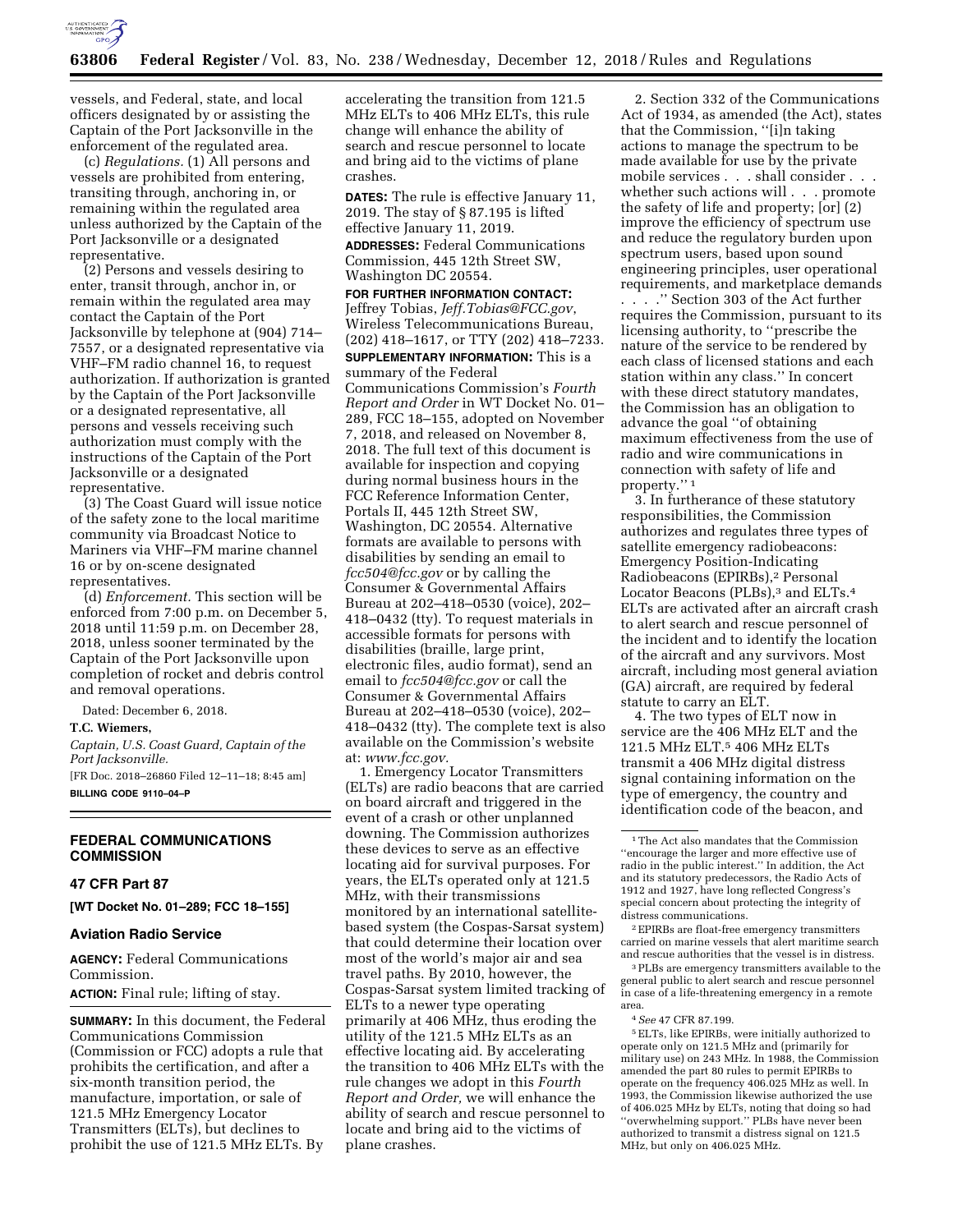vessels, and Federal, state, and local officers designated by or assisting the Captain of the Port Jacksonville in the enforcement of the regulated area.

(c) *Regulations.* (1) All persons and vessels are prohibited from entering, transiting through, anchoring in, or remaining within the regulated area unless authorized by the Captain of the Port Jacksonville or a designated representative.

(2) Persons and vessels desiring to enter, transit through, anchor in, or remain within the regulated area may contact the Captain of the Port Jacksonville by telephone at (904) 714–7557, or a designated representative via VHF–FM radio channel 16, to request authorization. If authorization is granted by the Captain of the Port Jacksonville or a designated representative, all persons and vessels receiving such authorization must comply with the instructions of the Captain of the Port Jacksonville or a designated representative.

(3) The Coast Guard will issue notice of the safety zone to the local maritime community via Broadcast Notice to Mariners via VHF–FM marine channel 16 or by on-scene designated representatives.

(d) *Enforcement.* This section will be enforced from 7:00 p.m. on December 5, 2018 until 11:59 p.m. on December 28, 2018, unless sooner terminated by the Captain of the Port Jacksonville upon completion of rocket and debris control and removal operations.

Dated: December 6, 2018.

**T.C. Wiemers,**

*Captain, U.S. Coast Guard, Captain of the Port Jacksonville.*

[FR Doc. 2018–26860 Filed 12–11–18; 8:45 am]

**BILLING CODE 9110–04–P**

---

## FEDERAL COMMUNICATIONS COMMISSION

### 47 CFR Part 87

**[WT Docket No. 01–289; FCC 18–155]**

### Aviation Radio Service

**AGENCY:** Federal Communications Commission.

**ACTION:** Final rule; lifting of stay.

**SUMMARY:** In this document, the Federal Communications Commission (Commission or FCC) adopts a rule that prohibits the certification, and after a six-month transition period, the manufacture, importation, or sale of 121.5 MHz Emergency Locator Transmitters (ELTs), but declines to prohibit the use of 121.5 MHz ELTs. By accelerating the transition from 121.5 MHz ELTs to 406 MHz ELTs, this rule change will enhance the ability of search and rescue personnel to locate and bring aid to the victims of plane crashes.

**DATES:** The rule is effective January 11, 2019. The stay of § 87.195 is lifted effective January 11, 2019.

**ADDRESSES:** Federal Communications Commission, 445 12th Street SW, Washington DC 20554.

**FOR FURTHER INFORMATION CONTACT:** Jeffrey Tobias, *Jeff.Tobias@FCC.gov*, Wireless Telecommunications Bureau, (202) 418–1617, or TTY (202) 418–7233.

**SUPPLEMENTARY INFORMATION:** This is a summary of the Federal Communications Commission's *Fourth Report and Order* in WT Docket No. 01–289, FCC 18–155, adopted on November 7, 2018, and released on November 8, 2018. The full text of this document is available for inspection and copying during normal business hours in the FCC Reference Information Center, Portals II, 445 12th Street SW, Washington, DC 20554. Alternative formats are available to persons with disabilities by sending an email to *fcc504@fcc.gov* or by calling the Consumer & Governmental Affairs Bureau at 202–418–0530 (voice), 202–418–0432 (tty). To request materials in accessible formats for persons with disabilities (braille, large print, electronic files, audio format), send an email to *fcc504@fcc.gov* or call the Consumer & Governmental Affairs Bureau at 202–418–0530 (voice), 202–418–0432 (tty). The complete text is also available on the Commission's website at: *www.fcc.gov.*

1. Emergency Locator Transmitters (ELTs) are radio beacons that are carried on board aircraft and triggered in the event of a crash or other unplanned downing. The Commission authorizes these devices to serve as an effective locating aid for survival purposes. For years, the ELTs operated only at 121.5 MHz, with their transmissions monitored by an international satellite-based system (the Cospas-Sarsat system) that could determine their location over most of the world's major air and sea travel paths. By 2010, however, the Cospas-Sarsat system limited tracking of ELTs to a newer type operating primarily at 406 MHz, thus eroding the utility of the 121.5 MHz ELTs as an effective locating aid. By accelerating the transition to 406 MHz ELTs with the rule changes we adopt in this *Fourth Report and Order,* we will enhance the ability of search and rescue personnel to locate and bring aid to the victims of plane crashes.

2. Section 332 of the Communications Act of 1934, as amended (the Act), states that the Commission, ''[i]n taking actions to manage the spectrum to be made available for use by the private mobile services . . . shall consider . . . whether such actions will . . . promote the safety of life and property; [or] (2) improve the efficiency of spectrum use and reduce the regulatory burden upon spectrum users, based upon sound engineering principles, user operational requirements, and marketplace demands . . . .'' Section 303 of the Act further requires the Commission, pursuant to its licensing authority, to ''prescribe the nature of the service to be rendered by each class of licensed stations and each station within any class.'' In concert with these direct statutory mandates, the Commission has an obligation to advance the goal ''of obtaining maximum effectiveness from the use of radio and wire communications in connection with safety of life and property.'' [1]

3. In furtherance of these statutory responsibilities, the Commission authorizes and regulates three types of satellite emergency radiobeacons: Emergency Position-Indicating Radiobeacons (EPIRBs),[2] Personal Locator Beacons (PLBs),[3] and ELTs.[4] ELTs are activated after an aircraft crash to alert search and rescue personnel of the incident and to identify the location of the aircraft and any survivors. Most aircraft, including most general aviation (GA) aircraft, are required by federal statute to carry an ELT.

4. The two types of ELT now in service are the 406 MHz ELT and the 121.5 MHz ELT.[5] 406 MHz ELTs transmit a 406 MHz digital distress signal containing information on the type of emergency, the country and identification code of the beacon, and

---

[1] The Act also mandates that the Commission ''encourage the larger and more effective use of radio in the public interest.'' In addition, the Act and its statutory predecessors, the Radio Acts of 1912 and 1927, have long reflected Congress's special concern about protecting the integrity of distress communications.

[2] EPIRBs are float-free emergency transmitters carried on marine vessels that alert maritime search and rescue authorities that the vessel is in distress.

[3] PLBs are emergency transmitters available to the general public to alert search and rescue personnel in case of a life-threatening emergency in a remote area.

[4] *See* 47 CFR 87.199.

[5] ELTs, like EPIRBs, were initially authorized to operate only on 121.5 MHz and (primarily for military use) on 243 MHz. In 1988, the Commission amended the part 80 rules to permit EPIRBs to operate on the frequency 406.025 MHz as well. In 1993, the Commission likewise authorized the use of 406.025 MHz by ELTs, noting that doing so had ''overwhelming support.'' PLBs have never been authorized to transmit a distress signal on 121.5 MHz, but only on 406.025 MHz.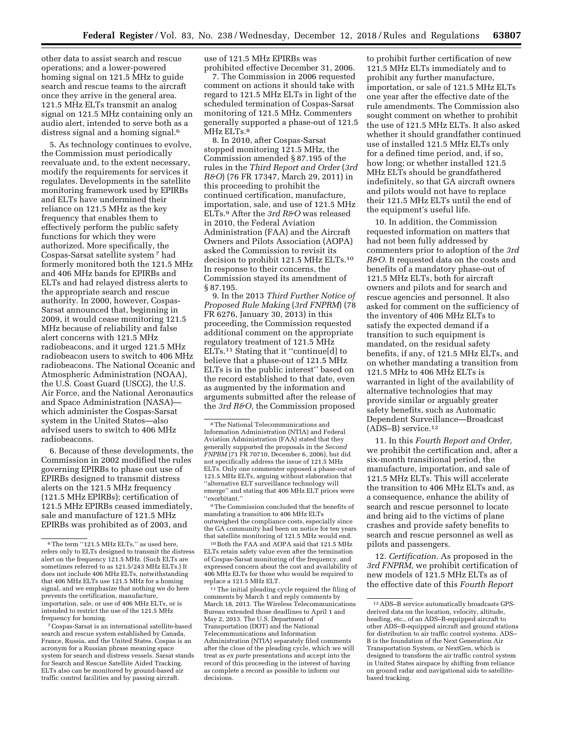other data to assist search and rescue operations; and a lower-powered homing signal on 121.5 MHz to guide search and rescue teams to the aircraft once they arrive in the general area. 121.5 MHz ELTs transmit an analog signal on 121.5 MHz containing only an audio alert, intended to serve both as a distress signal and a homing signal.[6]

5. As technology continues to evolve, the Commission must periodically reevaluate and, to the extent necessary, modify the requirements for services it regulates. Developments in the satellite monitoring framework used by EPIRBs and ELTs have undermined their reliance on 121.5 MHz as the key frequency that enables them to effectively perform the public safety functions for which they were authorized. More specifically, the Cospas-Sarsat satellite system[7] had formerly monitored both the 121.5 MHz and 406 MHz bands for EPIRBs and ELTs and had relayed distress alerts to the appropriate search and rescue authority. In 2000, however, Cospas-Sarsat announced that, beginning in 2009, it would cease monitoring 121.5 MHz because of reliability and false alert concerns with 121.5 MHz radiobeacons, and it urged 121.5 MHz radiobeacon users to switch to 406 MHz radiobeacons. The National Oceanic and Atmospheric Administration (NOAA), the U.S. Coast Guard (USCG), the U.S. Air Force, and the National Aeronautics and Space Administration (NASA)—which administer the Cospas-Sarsat system in the United States—also advised users to switch to 406 MHz radiobeacons.

6. Because of these developments, the Commission in 2002 modified the rules governing EPIRBs to phase out use of EPIRBs designed to transmit distress alerts on the 121.5 MHz frequency (121.5 MHz EPIRBs); certification of 121.5 MHz EPIRBs ceased immediately, sale and manufacture of 121.5 MHz EPIRBs was prohibited as of 2003, and use of 121.5 MHz EPIRBs was prohibited effective December 31, 2006.

7. The Commission in 2006 requested comment on actions it should take with regard to 121.5 MHz ELTs in light of the scheduled termination of Cospas-Sarsat monitoring of 121.5 MHz. Commenters generally supported a phase-out of 121.5 MHz ELTs.[8]

8. In 2010, after Cospas-Sarsat stopped monitoring 121.5 MHz, the Commission amended § 87.195 of the rules in the *Third Report and Order* (*3rd R&O*) (76 FR 17347, March 29, 2011) in this proceeding to prohibit the continued certification, manufacture, importation, sale, and use of 121.5 MHz ELTs.[9] After the *3rd R&O* was released in 2010, the Federal Aviation Administration (FAA) and the Aircraft Owners and Pilots Association (AOPA) asked the Commission to revisit its decision to prohibit 121.5 MHz ELTs.[10] In response to their concerns, the Commission stayed its amendment of § 87.195.

9. In the 2013 *Third Further Notice of Proposed Rule Making* (*3rd FNPRM*) (78 FR 6276, January 30, 2013) in this proceeding, the Commission requested additional comment on the appropriate regulatory treatment of 121.5 MHz ELTs.[11] Stating that it ''continue[d] to believe that a phase-out of 121.5 MHz ELTs is in the public interest'' based on the record established to that date, even as augmented by the information and arguments submitted after the release of the *3rd R&O,* the Commission proposed to prohibit further certification of new 121.5 MHz ELTs immediately and to prohibit any further manufacture, importation, or sale of 121.5 MHz ELTs one year after the effective date of the rule amendments. The Commission also sought comment on whether to prohibit the use of 121.5 MHz ELTs. It also asked whether it should grandfather continued use of installed 121.5 MHz ELTs only for a defined time period, and, if so, how long; or whether installed 121.5 MHz ELTs should be grandfathered indefinitely, so that GA aircraft owners and pilots would not have to replace their 121.5 MHz ELTs until the end of the equipment's useful life.

10. In addition, the Commission requested information on matters that had not been fully addressed by commenters prior to adoption of the *3rd R&O.* It requested data on the costs and benefits of a mandatory phase-out of 121.5 MHz ELTs, both for aircraft owners and pilots and for search and rescue agencies and personnel. It also asked for comment on the sufficiency of the inventory of 406 MHz ELTs to satisfy the expected demand if a transition to such equipment is mandated, on the residual safety benefits, if any, of 121.5 MHz ELTs, and on whether mandating a transition from 121.5 MHz to 406 MHz ELTs is warranted in light of the availability of alternative technologies that may provide similar or arguably greater safety benefits, such as Automatic Dependent Surveillance—Broadcast (ADS–B) service.[12]

11. In this *Fourth Report and Order,* we prohibit the certification and, after a six-month transitional period, the manufacture, importation, and sale of 121.5 MHz ELTs. This will accelerate the transition to 406 MHz ELTs and, as a consequence, enhance the ability of search and rescue personnel to locate and bring aid to the victims of plane crashes and provide safety benefits to search and rescue personnel as well as pilots and passengers.

12. *Certification.* As proposed in the *3rd FNPRM,* we prohibit certification of new models of 121.5 MHz ELTs as of the effective date of this *Fourth Report*

---

[6] The term ''121.5 MHz ELTs,'' as used here, refers only to ELTs designed to transmit the distress alert on the frequency 121.5 MHz. (Such ELTs are sometimes referred to as 121.5/243 MHz ELTs.) It does not include 406 MHz ELTs, notwithstanding that 406 MHz ELTs use 121.5 MHz for a homing signal, and we emphasize that nothing we do here prevents the certification, manufacture, importation, sale, or use of 406 MHz ELTs, or is intended to restrict the use of the 121.5 MHz frequency for homing.

[7] Cospas-Sarsat is an international satellite-based search and rescue system established by Canada, France, Russia, and the United States. Cospas is an acronym for a Russian phrase meaning space system for search and distress vessels. Sarsat stands for Search and Rescue Satellite Aided Tracking. ELTs also can be monitored by ground-based air traffic control facilities and by passing aircraft.

[8] The National Telecommunications and Information Administration (NTIA) and Federal Aviation Administration (FAA) stated that they generally supported the proposals in the *Second FNPRM* (71 FR 70710, December 6, 2006), but did not specifically address the issue of 121.5 MHz ELTs. Only one commenter opposed a phase-out of 121.5 MHz ELTs, arguing without elaboration that ''alternative ELT surveillance technology will emerge'' and stating that 406 MHz ELT prices were ''exorbitant.''

[9] The Commission concluded that the benefits of mandating a transition to 406 MHz ELTs outweighed the compliance costs, especially since the GA community had been on notice for ten years that satellite monitoring of 121.5 MHz would end.

[10] Both the FAA and AOPA said that 121.5 MHz ELTs retain safety value even after the termination of Cospas-Sarsat monitoring of the frequency, and expressed concern about the cost and availability of 406 MHz ELTs for those who would be required to replace a 121.5 MHz ELT.

[11] The initial pleading cycle required the filing of comments by March 1 and reply comments by March 18, 2013. The Wireless Telecommunications Bureau extended those deadlines to April 1 and May 2, 2013. The U.S. Department of Transportation (DOT) and the National Telecommunications and Information Administration (NTIA) separately filed comments after the close of the pleading cycle, which we will treat as *ex parte* presentations and accept into the record of this proceeding in the interest of having as complete a record as possible to inform our decisions.

[12] ADS–B service automatically broadcasts GPS-derived data on the location, velocity, altitude, heading, etc., of an ADS–B-equipped aircraft to other ADS–B-equipped aircraft and ground stations for distribution to air traffic control systems. ADS–B is the foundation of the Next Generation Air Transportation System, or NextGen, which is designed to transform the air traffic control system in United States airspace by shifting from reliance on ground radar and navigational aids to satellite-based tracking.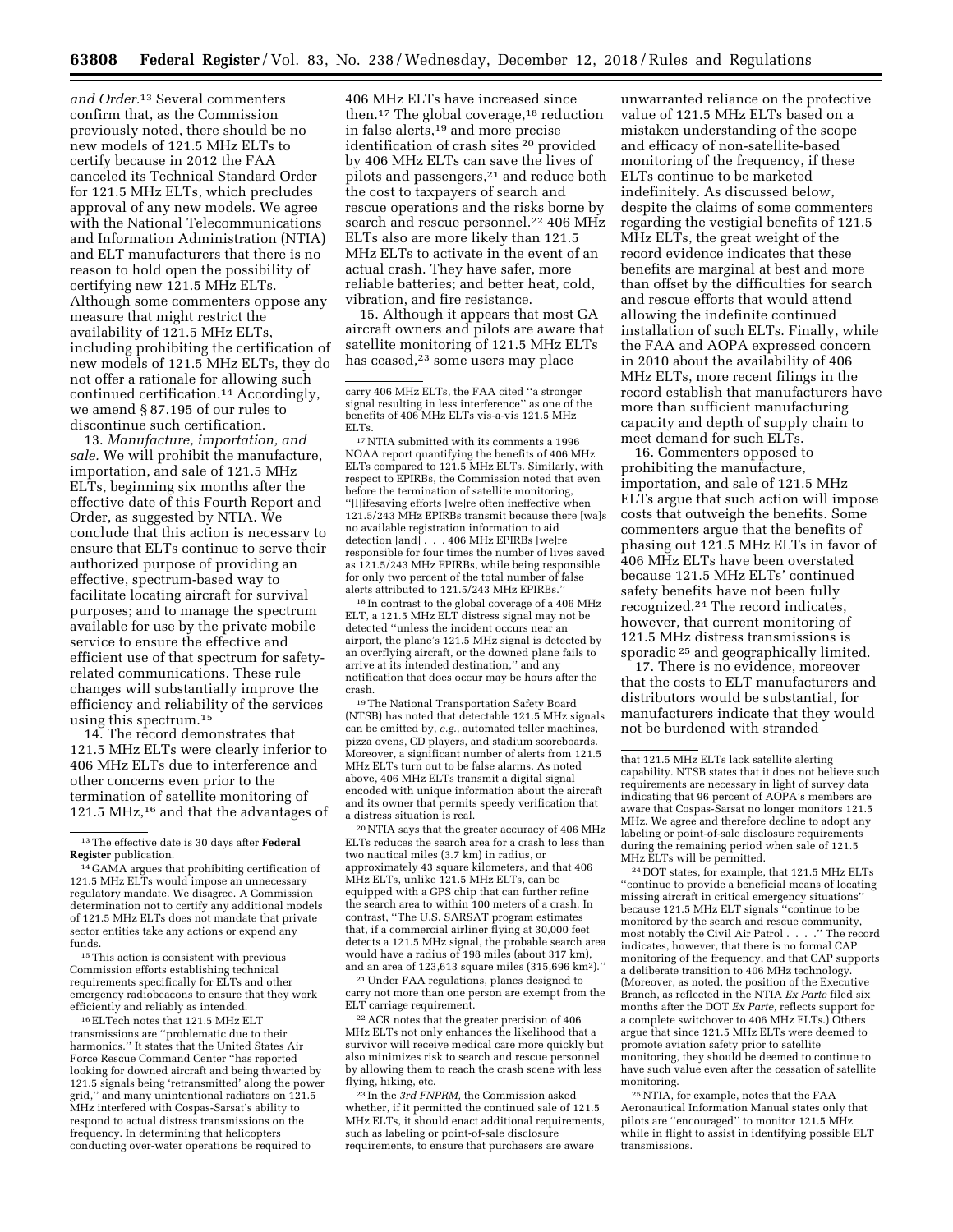*and Order*.[13] Several commenters confirm that, as the Commission previously noted, there should be no new models of 121.5 MHz ELTs to certify because in 2012 the FAA canceled its Technical Standard Order for 121.5 MHz ELTs, which precludes approval of any new models. We agree with the National Telecommunications and Information Administration (NTIA) and ELT manufacturers that there is no reason to hold open the possibility of certifying new 121.5 MHz ELTs. Although some commenters oppose any measure that might restrict the availability of 121.5 MHz ELTs, including prohibiting the certification of new models of 121.5 MHz ELTs, they do not offer a rationale for allowing such continued certification.[14] Accordingly, we amend § 87.195 of our rules to discontinue such certification.

13. *Manufacture, importation, and sale.* We will prohibit the manufacture, importation, and sale of 121.5 MHz ELTs, beginning six months after the effective date of this Fourth Report and Order, as suggested by NTIA. We conclude that this action is necessary to ensure that ELTs continue to serve their authorized purpose of providing an effective, spectrum-based way to facilitate locating aircraft for survival purposes; and to manage the spectrum available for use by the private mobile service to ensure the effective and efficient use of that spectrum for safety-related communications. These rule changes will substantially improve the efficiency and reliability of the services using this spectrum.[15]

14. The record demonstrates that 121.5 MHz ELTs were clearly inferior to 406 MHz ELTs due to interference and other concerns even prior to the termination of satellite monitoring of 121.5 MHz,[16] and that the advantages of 406 MHz ELTs have increased since then.[17] The global coverage,[18] reduction in false alerts,[19] and more precise identification of crash sites [20] provided by 406 MHz ELTs can save the lives of pilots and passengers,[21] and reduce both the cost to taxpayers of search and rescue operations and the risks borne by search and rescue personnel.[22] 406 MHz ELTs also are more likely than 121.5 MHz ELTs to activate in the event of an actual crash. They have safer, more reliable batteries; and better heat, cold, vibration, and fire resistance.

15. Although it appears that most GA aircraft owners and pilots are aware that satellite monitoring of 121.5 MHz ELTs has ceased,[23] some users may place unwarranted reliance on the protective value of 121.5 MHz ELTs based on a mistaken understanding of the scope and efficacy of non-satellite-based monitoring of the frequency, if these ELTs continue to be marketed indefinitely. As discussed below, despite the claims of some commenters regarding the vestigial benefits of 121.5 MHz ELTs, the great weight of the record evidence indicates that these benefits are marginal at best and more than offset by the difficulties for search and rescue efforts that would attend allowing the indefinite continued installation of such ELTs. Finally, while the FAA and AOPA expressed concern in 2010 about the availability of 406 MHz ELTs, more recent filings in the record establish that manufacturers have more than sufficient manufacturing capacity and depth of supply chain to meet demand for such ELTs.

16. Commenters opposed to prohibiting the manufacture, importation, and sale of 121.5 MHz ELTs argue that such action will impose costs that outweigh the benefits. Some commenters argue that the benefits of phasing out 121.5 MHz ELTs in favor of 406 MHz ELTs have been overstated because 121.5 MHz ELTs' continued safety benefits have not been fully recognized.[24] The record indicates, however, that current monitoring of 121.5 MHz distress transmissions is sporadic [25] and geographically limited.

17. There is no evidence, moreover that the costs to ELT manufacturers and distributors would be substantial, for manufacturers indicate that they would not be burdened with stranded

---

[13] The effective date is 30 days after **Federal Register** publication.

[14] GAMA argues that prohibiting certification of 121.5 MHz ELTs would impose an unnecessary regulatory mandate. We disagree. A Commission determination not to certify any additional models of 121.5 MHz ELTs does not mandate that private sector entities take any actions or expend any funds.

[15] This action is consistent with previous Commission efforts establishing technical requirements specifically for ELTs and other emergency radiobeacons to ensure that they work efficiently and reliably as intended.

[16] ELTech notes that 121.5 MHz ELT transmissions are "problematic due to their harmonics." It states that the United States Air Force Rescue Command Center "has reported looking for downed aircraft and being thwarted by 121.5 signals being 'retransmitted' along the power grid," and many unintentional radiators on 121.5 MHz interfered with Cospas-Sarsat's ability to respond to actual distress transmissions on the frequency. In determining that helicopters conducting over-water operations be required to carry 406 MHz ELTs, the FAA cited "a stronger signal resulting in less interference" as one of the benefits of 406 MHz ELTs vis-a-vis 121.5 MHz ELTs.

[17] NTIA submitted with its comments a 1996 NOAA report quantifying the benefits of 406 MHz ELTs compared to 121.5 MHz ELTs. Similarly, with respect to EPIRBs, the Commission noted that even before the termination of satellite monitoring, "[l]ifesaving efforts [we]re often ineffective when 121.5/243 MHz EPIRBs transmit because there [wa]s no available registration information to aid detection [and] . . . 406 MHz EPIRBs [we]re responsible for four times the number of lives saved as 121.5/243 MHz EPIRBs, while being responsible for only two percent of the total number of false alerts attributed to 121.5/243 MHz EPIRBs."

[18] In contrast to the global coverage of a 406 MHz ELT, a 121.5 MHz ELT distress signal may not be detected "unless the incident occurs near an airport, the plane's 121.5 MHz signal is detected by an overflying aircraft, or the downed plane fails to arrive at its intended destination," and any notification that does occur may be hours after the crash.

[19] The National Transportation Safety Board (NTSB) has noted that detectable 121.5 MHz signals can be emitted by, *e.g.*, automated teller machines, pizza ovens, CD players, and stadium scoreboards. Moreover, a significant number of alerts from 121.5 MHz ELTs turn out to be false alarms. As noted above, 406 MHz ELTs transmit a digital signal encoded with unique information about the aircraft and its owner that permits speedy verification that a distress situation is real.

[20] NTIA says that the greater accuracy of 406 MHz ELTs reduces the search area for a crash to less than two nautical miles (3.7 km) in radius, or approximately 43 square kilometers, and that 406 MHz ELTs, unlike 121.5 MHz ELTs, can be equipped with a GPS chip that can further refine the search area to within 100 meters of a crash. In contrast, "The U.S. SARSAT program estimates that, if a commercial airliner flying at 30,000 feet detects a 121.5 MHz signal, the probable search area would have a radius of 198 miles (about 317 km), and an area of 123,613 square miles (315,696 km²)."

[21] Under FAA regulations, planes designed to carry not more than one person are exempt from the ELT carriage requirement.

[22] ACR notes that the greater precision of 406 MHz ELTs not only enhances the likelihood that a survivor will receive medical care more quickly but also minimizes risk to search and rescue personnel by allowing them to reach the crash scene with less flying, hiking, etc.

[23] In the *3rd FNPRM*, the Commission asked whether, if it permitted the continued sale of 121.5 MHz ELTs, it should enact additional requirements, such as labeling or point-of-sale disclosure requirements, to ensure that purchasers are aware that 121.5 MHz ELTs lack satellite alerting capability. NTSB states that it does not believe such requirements are necessary in light of survey data indicating that 96 percent of AOPA's members are aware that Cospas-Sarsat no longer monitors 121.5 MHz. We agree and therefore decline to adopt any labeling or point-of-sale disclosure requirements during the remaining period when sale of 121.5 MHz ELTs will be permitted.

[24] DOT states, for example, that 121.5 MHz ELTs "continue to provide a beneficial means of locating missing aircraft in critical emergency situations" because 121.5 MHz ELT signals "continue to be monitored by the search and rescue community, most notably the Civil Air Patrol . . . ." The record indicates, however, that there is no formal CAP monitoring of the frequency, and that CAP supports a deliberate transition to 406 MHz technology. (Moreover, as noted, the position of the Executive Branch, as reflected in the NTIA *Ex Parte* filed six months after the DOT *Ex Parte,* reflects support for a complete switchover to 406 MHz ELTs.) Others argue that since 121.5 MHz ELTs were deemed to promote aviation safety prior to satellite monitoring, they should be deemed to continue to have such value even after the cessation of satellite monitoring.

[25] NTIA, for example, notes that the FAA Aeronautical Information Manual states only that pilots are "encouraged" to monitor 121.5 MHz while in flight to assist in identifying possible ELT transmissions.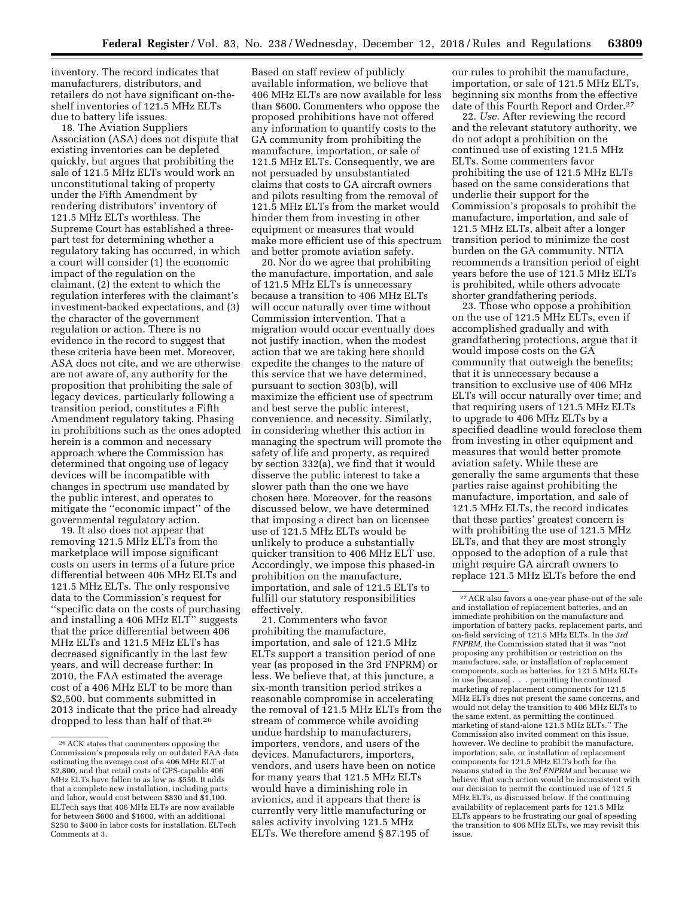inventory. The record indicates that manufacturers, distributors, and retailers do not have significant on-the-shelf inventories of 121.5 MHz ELTs due to battery life issues.

18. The Aviation Suppliers Association (ASA) does not dispute that existing inventories can be depleted quickly, but argues that prohibiting the sale of 121.5 MHz ELTs would work an unconstitutional taking of property under the Fifth Amendment by rendering distributors' inventory of 121.5 MHz ELTs worthless. The Supreme Court has established a three-part test for determining whether a regulatory taking has occurred, in which a court will consider (1) the economic impact of the regulation on the claimant, (2) the extent to which the regulation interferes with the claimant's investment-backed expectations, and (3) the character of the government regulation or action. There is no evidence in the record to suggest that these criteria have been met. Moreover, ASA does not cite, and we are otherwise are not aware of, any authority for the proposition that prohibiting the sale of legacy devices, particularly following a transition period, constitutes a Fifth Amendment regulatory taking. Phasing in prohibitions such as the ones adopted herein is a common and necessary approach where the Commission has determined that ongoing use of legacy devices will be incompatible with changes in spectrum use mandated by the public interest, and operates to mitigate the ''economic impact'' of the governmental regulatory action.

19. It also does not appear that removing 121.5 MHz ELTs from the marketplace will impose significant costs on users in terms of a future price differential between 406 MHz ELTs and 121.5 MHz ELTs. The only responsive data to the Commission's request for ''specific data on the costs of purchasing and installing a 406 MHz ELT'' suggests that the price differential between 406 MHz ELTs and 121.5 MHz ELTs has decreased significantly in the last few years, and will decrease further: In 2010, the FAA estimated the average cost of a 406 MHz ELT to be more than $2,500, but comments submitted in 2013 indicate that the price had already dropped to less than half of that.[26] Based on staff review of publicly available information, we believe that 406 MHz ELTs are now available for less than $600. Commenters who oppose the proposed prohibitions have not offered any information to quantify costs to the GA community from prohibiting the manufacture, importation, or sale of 121.5 MHz ELTs. Consequently, we are not persuaded by unsubstantiated claims that costs to GA aircraft owners and pilots resulting from the removal of 121.5 MHz ELTs from the market would hinder them from investing in other equipment or measures that would make more efficient use of this spectrum and better promote aviation safety.

20. Nor do we agree that prohibiting the manufacture, importation, and sale of 121.5 MHz ELTs is unnecessary because a transition to 406 MHz ELTs will occur naturally over time without Commission intervention. That a migration would occur eventually does not justify inaction, when the modest action that we are taking here should expedite the changes to the nature of this service that we have determined, pursuant to section 303(b), will maximize the efficient use of spectrum and best serve the public interest, convenience, and necessity. Similarly, in considering whether this action in managing the spectrum will promote the safety of life and property, as required by section 332(a), we find that it would disserve the public interest to take a slower path than the one we have chosen here. Moreover, for the reasons discussed below, we have determined that imposing a direct ban on licensee use of 121.5 MHz ELTs would be unlikely to produce a substantially quicker transition to 406 MHz ELT use. Accordingly, we impose this phased-in prohibition on the manufacture, importation, and sale of 121.5 ELTs to fulfill our statutory responsibilities effectively.

21. Commenters who favor prohibiting the manufacture, importation, and sale of 121.5 MHz ELTs support a transition period of one year (as proposed in the 3rd FNPRM) or less. We believe that, at this juncture, a six-month transition period strikes a reasonable compromise in accelerating the removal of 121.5 MHz ELTs from the stream of commerce while avoiding undue hardship to manufacturers, importers, vendors, and users of the devices. Manufacturers, importers, vendors, and users have been on notice for many years that 121.5 MHz ELTs would have a diminishing role in avionics, and it appears that there is currently very little manufacturing or sales activity involving 121.5 MHz ELTs. We therefore amend § 87.195 of our rules to prohibit the manufacture, importation, or sale of 121.5 MHz ELTs, beginning six months from the effective date of this Fourth Report and Order.[27]

22. *Use.* After reviewing the record and the relevant statutory authority, we do not adopt a prohibition on the continued use of existing 121.5 MHz ELTs. Some commenters favor prohibiting the use of 121.5 MHz ELTs based on the same considerations that underlie their support for the Commission's proposals to prohibit the manufacture, importation, and sale of 121.5 MHz ELTs, albeit after a longer transition period to minimize the cost burden on the GA community. NTIA recommends a transition period of eight years before the use of 121.5 MHz ELTs is prohibited, while others advocate shorter grandfathering periods.

23. Those who oppose a prohibition on the use of 121.5 MHz ELTs, even if accomplished gradually and with grandfathering protections, argue that it would impose costs on the GA community that outweigh the benefits; that it is unnecessary because a transition to exclusive use of 406 MHz ELTs will occur naturally over time; and that requiring users of 121.5 MHz ELTs to upgrade to 406 MHz ELTs by a specified deadline would foreclose them from investing in other equipment and measures that would better promote aviation safety. While these are generally the same arguments that these parties raise against prohibiting the manufacture, importation, and sale of 121.5 MHz ELTs, the record indicates that these parties' greatest concern is with prohibiting the use of 121.5 MHz ELTs, and that they are most strongly opposed to the adoption of a rule that might require GA aircraft owners to replace 121.5 MHz ELTs before the end

---

[26] ACK states that commenters opposing the Commission's proposals rely on outdated FAA data estimating the average cost of a 406 MHz ELT at $2,800, and that retail costs of GPS-capable 406 MHz ELTs have fallen to as low as $550. It adds that a complete new installation, including parts and labor, would cost between $830 and $1,100. ELTech says that 406 MHz ELTs are now available for between $600 and $1600, with an additional $250 to $400 in labor costs for installation. ELTech Comments at 3.

[27] ACR also favors a one-year phase-out of the sale and installation of replacement batteries, and an immediate prohibition on the manufacture and importation of battery packs, replacement parts, and on-field servicing of 121.5 MHz ELTs. In the *3rd FNPRM*, the Commission stated that it was ''not proposing any prohibition or restriction on the manufacture, sale, or installation of replacement components, such as batteries, for 121.5 MHz ELTs in use [because] . . . permitting the continued marketing of replacement components for 121.5 MHz ELTs does not present the same concerns, and would not delay the transition to 406 MHz ELTs to the same extent, as permitting the continued marketing of stand-alone 121.5 MHz ELTs.'' The Commission also invited comment on this issue, however. We decline to prohibit the manufacture, importation, sale, or installation of replacement components for 121.5 MHz ELTs both for the reasons stated in the *3rd FNPRM* and because we believe that such action would be inconsistent with our decision to permit the continued use of 121.5 MHz ELTs, as discussed below. If the continuing availability of replacement parts for 121.5 MHz ELTs appears to be frustrating our goal of speeding the transition to 406 MHz ELTs, we may revisit this issue.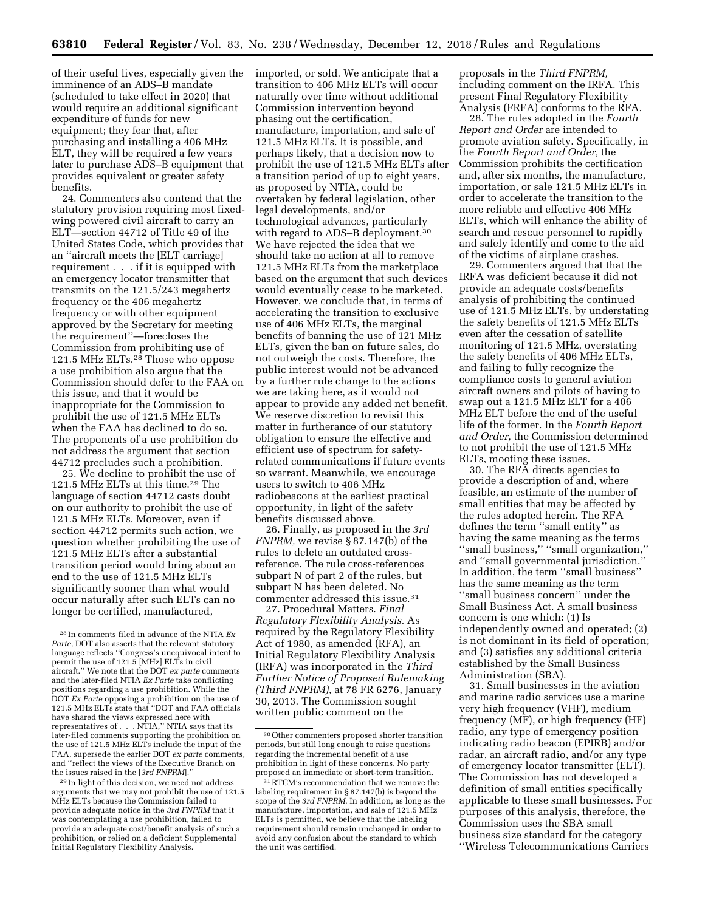of their useful lives, especially given the imminence of an ADS–B mandate (scheduled to take effect in 2020) that would require an additional significant expenditure of funds for new equipment; they fear that, after purchasing and installing a 406 MHz ELT, they will be required a few years later to purchase ADS–B equipment that provides equivalent or greater safety benefits.

24. Commenters also contend that the statutory provision requiring most fixed-wing powered civil aircraft to carry an ELT—section 44712 of Title 49 of the United States Code, which provides that an ''aircraft meets the [ELT carriage] requirement . . . if it is equipped with an emergency locator transmitter that transmits on the 121.5/243 megahertz frequency or the 406 megahertz frequency or with other equipment approved by the Secretary for meeting the requirement''—forecloses the Commission from prohibiting use of 121.5 MHz ELTs.[28] Those who oppose a use prohibition also argue that the Commission should defer to the FAA on this issue, and that it would be inappropriate for the Commission to prohibit the use of 121.5 MHz ELTs when the FAA has declined to do so. The proponents of a use prohibition do not address the argument that section 44712 precludes such a prohibition.

25. We decline to prohibit the use of 121.5 MHz ELTs at this time.[29] The language of section 44712 casts doubt on our authority to prohibit the use of 121.5 MHz ELTs. Moreover, even if section 44712 permits such action, we question whether prohibiting the use of 121.5 MHz ELTs after a substantial transition period would bring about an end to the use of 121.5 MHz ELTs significantly sooner than what would occur naturally after such ELTs can no longer be certified, manufactured, imported, or sold. We anticipate that a transition to 406 MHz ELTs will occur naturally over time without additional Commission intervention beyond phasing out the certification, manufacture, importation, and sale of 121.5 MHz ELTs. It is possible, and perhaps likely, that a decision now to prohibit the use of 121.5 MHz ELTs after a transition period of up to eight years, as proposed by NTIA, could be overtaken by federal legislation, other legal developments, and/or technological advances, particularly with regard to ADS–B deployment.[30] We have rejected the idea that we should take no action at all to remove 121.5 MHz ELTs from the marketplace based on the argument that such devices would eventually cease to be marketed. However, we conclude that, in terms of accelerating the transition to exclusive use of 406 MHz ELTs, the marginal benefits of banning the use of 121 MHz ELTs, given the ban on future sales, do not outweigh the costs. Therefore, the public interest would not be advanced by a further rule change to the actions we are taking here, as it would not appear to provide any added net benefit. We reserve discretion to revisit this matter in furtherance of our statutory obligation to ensure the effective and efficient use of spectrum for safety-related communications if future events so warrant. Meanwhile, we encourage users to switch to 406 MHz radiobeacons at the earliest practical opportunity, in light of the safety benefits discussed above.

26. Finally, as proposed in the *3rd FNPRM,* we revise § 87.147(b) of the rules to delete an outdated cross-reference. The rule cross-references subpart N of part 2 of the rules, but subpart N has been deleted. No commenter addressed this issue.[31]

27. Procedural Matters. *Final Regulatory Flexibility Analysis.* As required by the Regulatory Flexibility Act of 1980, as amended (RFA), an Initial Regulatory Flexibility Analysis (IRFA) was incorporated in the *Third Further Notice of Proposed Rulemaking (Third FNPRM),* at 78 FR 6276, January 30, 2013. The Commission sought written public comment on the proposals in the *Third FNPRM,* including comment on the IRFA. This present Final Regulatory Flexibility Analysis (FRFA) conforms to the RFA.

28. The rules adopted in the *Fourth Report and Order* are intended to promote aviation safety. Specifically, in the *Fourth Report and Order,* the Commission prohibits the certification and, after six months, the manufacture, importation, or sale 121.5 MHz ELTs in order to accelerate the transition to the more reliable and effective 406 MHz ELTs, which will enhance the ability of search and rescue personnel to rapidly and safely identify and come to the aid of the victims of airplane crashes.

29. Commenters argued that that the IRFA was deficient because it did not provide an adequate costs/benefits analysis of prohibiting the continued use of 121.5 MHz ELTs, by understating the safety benefits of 121.5 MHz ELTs even after the cessation of satellite monitoring of 121.5 MHz, overstating the safety benefits of 406 MHz ELTs, and failing to fully recognize the compliance costs to general aviation aircraft owners and pilots of having to swap out a 121.5 MHz ELT for a 406 MHz ELT before the end of the useful life of the former. In the *Fourth Report and Order,* the Commission determined to not prohibit the use of 121.5 MHz ELTs, mooting these issues.

30. The RFA directs agencies to provide a description of and, where feasible, an estimate of the number of small entities that may be affected by the rules adopted herein. The RFA defines the term ''small entity'' as having the same meaning as the terms ''small business,'' ''small organization,'' and ''small governmental jurisdiction.'' In addition, the term ''small business'' has the same meaning as the term ''small business concern'' under the Small Business Act. A small business concern is one which: (1) Is independently owned and operated; (2) is not dominant in its field of operation; and (3) satisfies any additional criteria established by the Small Business Administration (SBA).

31. Small businesses in the aviation and marine radio services use a marine very high frequency (VHF), medium frequency (MF), or high frequency (HF) radio, any type of emergency position indicating radio beacon (EPIRB) and/or radar, an aircraft radio, and/or any type of emergency locator transmitter (ELT). The Commission has not developed a definition of small entities specifically applicable to these small businesses. For purposes of this analysis, therefore, the Commission uses the SBA small business size standard for the category ''Wireless Telecommunications Carriers

---

[28] In comments filed in advance of the NTIA *Ex Parte,* DOT also asserts that the relevant statutory language reflects ''Congress's unequivocal intent to permit the use of 121.5 [MHz] ELTs in civil aircraft.'' We note that the DOT *ex parte* comments and the later-filed NTIA *Ex Parte* take conflicting positions regarding a use prohibition. While the DOT *Ex Parte* opposing a prohibition on the use of 121.5 MHz ELTs state that ''DOT and FAA officials have shared the views expressed here with representatives of . . . NTIA,'' NTIA says that its later-filed comments supporting the prohibition on the use of 121.5 MHz ELTs include the input of the FAA, supersede the earlier DOT *ex parte* comments, and ''reflect the views of the Executive Branch on the issues raised in the [*3rd FNPRM*].''

[29] In light of this decision, we need not address arguments that we may not prohibit the use of 121.5 MHz ELTs because the Commission failed to provide adequate notice in the *3rd FNPRM* that it was contemplating a use prohibition, failed to provide an adequate cost/benefit analysis of such a prohibition, or relied on a deficient Supplemental Initial Regulatory Flexibility Analysis.

[30] Other commenters proposed shorter transition periods, but still long enough to raise questions regarding the incremental benefit of a use prohibition in light of these concerns. No party proposed an immediate or short-term transition.

[31] RTCM's recommendation that we remove the labeling requirement in § 87.147(b) is beyond the scope of the *3rd FNPRM.* In addition, as long as the manufacture, importation, and sale of 121.5 MHz ELTs is permitted, we believe that the labeling requirement should remain unchanged in order to avoid any confusion about the standard to which the unit was certified.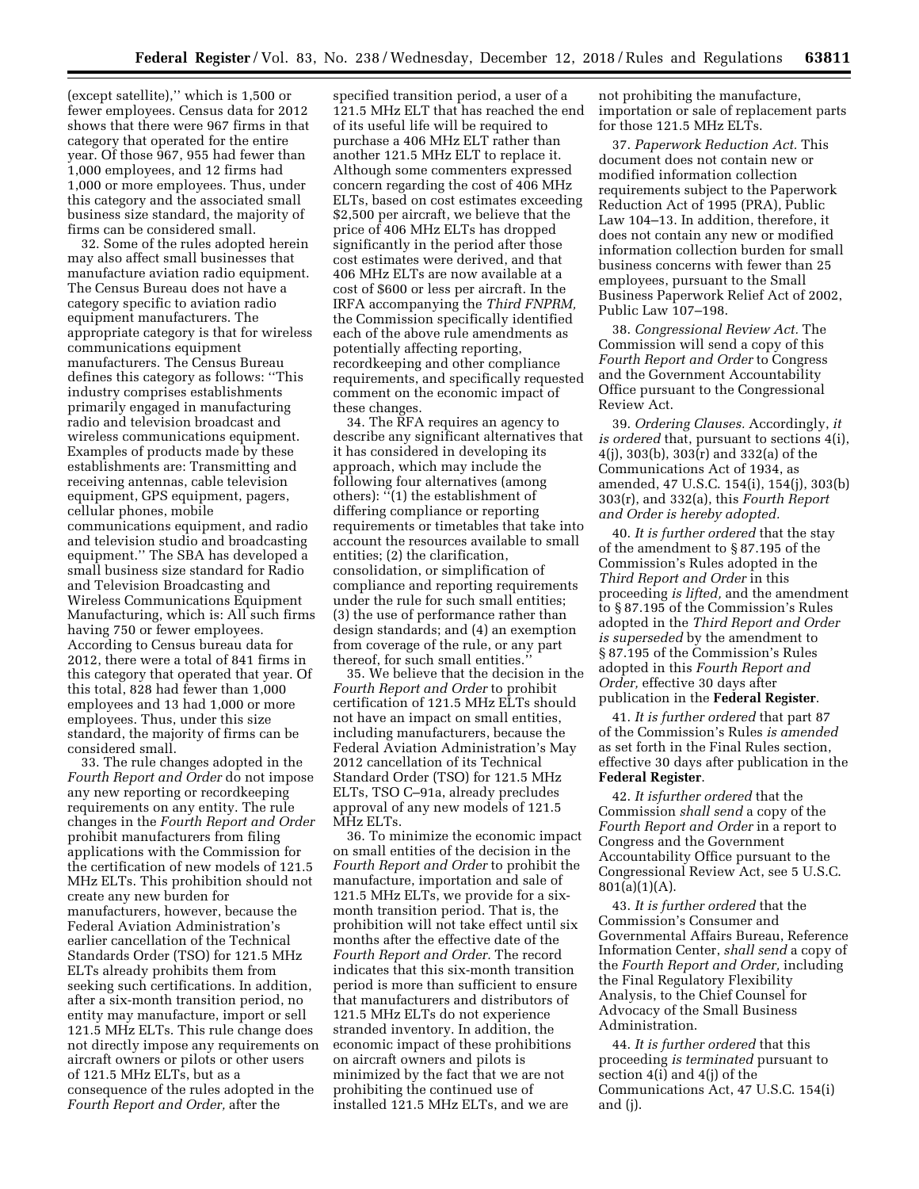(except satellite),'' which is 1,500 or fewer employees. Census data for 2012 shows that there were 967 firms in that category that operated for the entire year. Of those 967, 955 had fewer than 1,000 employees, and 12 firms had 1,000 or more employees. Thus, under this category and the associated small business size standard, the majority of firms can be considered small.

32. Some of the rules adopted herein may also affect small businesses that manufacture aviation radio equipment. The Census Bureau does not have a category specific to aviation radio equipment manufacturers. The appropriate category is that for wireless communications equipment manufacturers. The Census Bureau defines this category as follows: ''This industry comprises establishments primarily engaged in manufacturing radio and television broadcast and wireless communications equipment. Examples of products made by these establishments are: Transmitting and receiving antennas, cable television equipment, GPS equipment, pagers, cellular phones, mobile communications equipment, and radio and television studio and broadcasting equipment.'' The SBA has developed a small business size standard for Radio and Television Broadcasting and Wireless Communications Equipment Manufacturing, which is: All such firms having 750 or fewer employees. According to Census bureau data for 2012, there were a total of 841 firms in this category that operated that year. Of this total, 828 had fewer than 1,000 employees and 13 had 1,000 or more employees. Thus, under this size standard, the majority of firms can be considered small.

33. The rule changes adopted in the *Fourth Report and Order* do not impose any new reporting or recordkeeping requirements on any entity. The rule changes in the *Fourth Report and Order* prohibit manufacturers from filing applications with the Commission for the certification of new models of 121.5 MHz ELTs. This prohibition should not create any new burden for manufacturers, however, because the Federal Aviation Administration's earlier cancellation of the Technical Standards Order (TSO) for 121.5 MHz ELTs already prohibits them from seeking such certifications. In addition, after a six-month transition period, no entity may manufacture, import or sell 121.5 MHz ELTs. This rule change does not directly impose any requirements on aircraft owners or pilots or other users of 121.5 MHz ELTs, but as a consequence of the rules adopted in the *Fourth Report and Order,* after the specified transition period, a user of a 121.5 MHz ELT that has reached the end of its useful life will be required to purchase a 406 MHz ELT rather than another 121.5 MHz ELT to replace it. Although some commenters expressed concern regarding the cost of 406 MHz ELTs, based on cost estimates exceeding $2,500 per aircraft, we believe that the price of 406 MHz ELTs has dropped significantly in the period after those cost estimates were derived, and that 406 MHz ELTs are now available at a cost of $600 or less per aircraft. In the IRFA accompanying the *Third FNPRM,* the Commission specifically identified each of the above rule amendments as potentially affecting reporting, recordkeeping and other compliance requirements, and specifically requested comment on the economic impact of these changes.

34. The RFA requires an agency to describe any significant alternatives that it has considered in developing its approach, which may include the following four alternatives (among others): ''(1) the establishment of differing compliance or reporting requirements or timetables that take into account the resources available to small entities; (2) the clarification, consolidation, or simplification of compliance and reporting requirements under the rule for such small entities; (3) the use of performance rather than design standards; and (4) an exemption from coverage of the rule, or any part thereof, for such small entities.''

35. We believe that the decision in the *Fourth Report and Order* to prohibit certification of 121.5 MHz ELTs should not have an impact on small entities, including manufacturers, because the Federal Aviation Administration's May 2012 cancellation of its Technical Standard Order (TSO) for 121.5 MHz ELTs, TSO C–91a, already precludes approval of any new models of 121.5 MHz ELTs.

36. To minimize the economic impact on small entities of the decision in the *Fourth Report and Order* to prohibit the manufacture, importation and sale of 121.5 MHz ELTs, we provide for a six-month transition period. That is, the prohibition will not take effect until six months after the effective date of the *Fourth Report and Order.* The record indicates that this six-month transition period is more than sufficient to ensure that manufacturers and distributors of 121.5 MHz ELTs do not experience stranded inventory. In addition, the economic impact of these prohibitions on aircraft owners and pilots is minimized by the fact that we are not prohibiting the continued use of installed 121.5 MHz ELTs, and we are not prohibiting the manufacture, importation or sale of replacement parts for those 121.5 MHz ELTs.

37. *Paperwork Reduction Act.* This document does not contain new or modified information collection requirements subject to the Paperwork Reduction Act of 1995 (PRA), Public Law 104–13. In addition, therefore, it does not contain any new or modified information collection burden for small business concerns with fewer than 25 employees, pursuant to the Small Business Paperwork Relief Act of 2002, Public Law 107–198.

38. *Congressional Review Act.* The Commission will send a copy of this *Fourth Report and Order* to Congress and the Government Accountability Office pursuant to the Congressional Review Act.

39. *Ordering Clauses.* Accordingly, *it is ordered* that, pursuant to sections 4(i), 4(j), 303(b), 303(r) and 332(a) of the Communications Act of 1934, as amended, 47 U.S.C. 154(i), 154(j), 303(b) 303(r), and 332(a), this *Fourth Report and Order is hereby adopted.*

40. *It is further ordered* that the stay of the amendment to § 87.195 of the Commission's Rules adopted in the *Third Report and Order* in this proceeding *is lifted,* and the amendment to § 87.195 of the Commission's Rules adopted in the *Third Report and Order is superseded* by the amendment to § 87.195 of the Commission's Rules adopted in this *Fourth Report and Order,* effective 30 days after publication in the **Federal Register**.

41. *It is further ordered* that part 87 of the Commission's Rules *is amended* as set forth in the Final Rules section, effective 30 days after publication in the **Federal Register**.

42. *It isfurther ordered* that the Commission *shall send* a copy of the *Fourth Report and Order* in a report to Congress and the Government Accountability Office pursuant to the Congressional Review Act, see 5 U.S.C. 801(a)(1)(A).

43. *It is further ordered* that the Commission's Consumer and Governmental Affairs Bureau, Reference Information Center, *shall send* a copy of the *Fourth Report and Order,* including the Final Regulatory Flexibility Analysis, to the Chief Counsel for Advocacy of the Small Business Administration.

44. *It is further ordered* that this proceeding *is terminated* pursuant to section 4(i) and 4(j) of the Communications Act, 47 U.S.C. 154(i) and (j).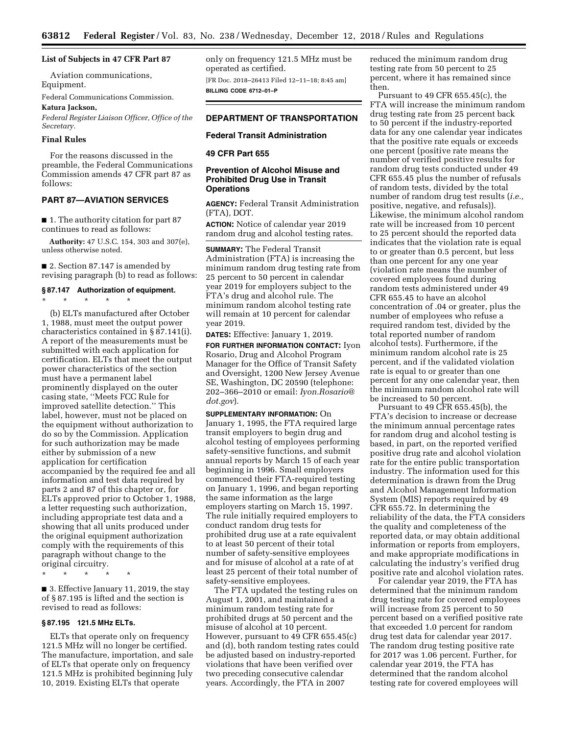## List of Subjects in 47 CFR Part 87

Aviation communications, Equipment.

Federal Communications Commission.

**Katura Jackson,**

*Federal Register Liaison Officer, Office of the Secretary.*

## Final Rules

For the reasons discussed in the preamble, the Federal Communications Commission amends 47 CFR part 87 as follows:

## PART 87—AVIATION SERVICES

■ 1. The authority citation for part 87 continues to read as follows:

**Authority:** 47 U.S.C. 154, 303 and 307(e), unless otherwise noted.

■ 2. Section 87.147 is amended by revising paragraph (b) to read as follows:

### § 87.147 Authorization of equipment.

\* \* \* \* \*

(b) ELTs manufactured after October 1, 1988, must meet the output power characteristics contained in § 87.141(i). A report of the measurements must be submitted with each application for certification. ELTs that meet the output power characteristics of the section must have a permanent label prominently displayed on the outer casing state, ''Meets FCC Rule for improved satellite detection.'' This label, however, must not be placed on the equipment without authorization to do so by the Commission. Application for such authorization may be made either by submission of a new application for certification accompanied by the required fee and all information and test data required by parts 2 and 87 of this chapter or, for ELTs approved prior to October 1, 1988, a letter requesting such authorization, including appropriate test data and a showing that all units produced under the original equipment authorization comply with the requirements of this paragraph without change to the original circuitry.

\* \* \* \* \*

■ 3. Effective January 11, 2019, the stay of § 87.195 is lifted and the section is revised to read as follows:

### § 87.195 121.5 MHz ELTs.

ELTs that operate only on frequency 121.5 MHz will no longer be certified. The manufacture, importation, and sale of ELTs that operate only on frequency 121.5 MHz is prohibited beginning July 10, 2019. Existing ELTs that operate only on frequency 121.5 MHz must be operated as certified.

[FR Doc. 2018–26413 Filed 12–11–18; 8:45 am]

**BILLING CODE 6712–01–P**

---

## DEPARTMENT OF TRANSPORTATION

## Federal Transit Administration

## 49 CFR Part 655

## Prevention of Alcohol Misuse and Prohibited Drug Use in Transit Operations

**AGENCY:** Federal Transit Administration (FTA), DOT.

**ACTION:** Notice of calendar year 2019 random drug and alcohol testing rates.

**SUMMARY:** The Federal Transit Administration (FTA) is increasing the minimum random drug testing rate from 25 percent to 50 percent in calendar year 2019 for employers subject to the FTA's drug and alcohol rule. The minimum random alcohol testing rate will remain at 10 percent for calendar year 2019.

**DATES:** Effective: January 1, 2019.

**FOR FURTHER INFORMATION CONTACT:** Iyon Rosario, Drug and Alcohol Program Manager for the Office of Transit Safety and Oversight, 1200 New Jersey Avenue SE, Washington, DC 20590 (telephone: 202–366–2010 or email: *Iyon.Rosario@dot.gov*).

**SUPPLEMENTARY INFORMATION:** On January 1, 1995, the FTA required large transit employers to begin drug and alcohol testing of employees performing safety-sensitive functions, and submit annual reports by March 15 of each year beginning in 1996. Small employers commenced their FTA-required testing on January 1, 1996, and began reporting the same information as the large employers starting on March 15, 1997. The rule initially required employers to conduct random drug tests for prohibited drug use at a rate equivalent to at least 50 percent of their total number of safety-sensitive employees and for misuse of alcohol at a rate of at least 25 percent of their total number of safety-sensitive employees.

The FTA updated the testing rules on August 1, 2001, and maintained a minimum random testing rate for prohibited drugs at 50 percent and the misuse of alcohol at 10 percent. However, pursuant to 49 CFR 655.45(c) and (d), both random testing rates could be adjusted based on industry-reported violations that have been verified over two preceding consecutive calendar years. Accordingly, the FTA in 2007 reduced the minimum random drug testing rate from 50 percent to 25 percent, where it has remained since then.

Pursuant to 49 CFR 655.45(c), the FTA will increase the minimum random drug testing rate from 25 percent back to 50 percent if the industry-reported data for any one calendar year indicates that the positive rate equals or exceeds one percent (positive rate means the number of verified positive results for random drug tests conducted under 49 CFR 655.45 plus the number of refusals of random tests, divided by the total number of random drug test results (*i.e.,* positive, negative, and refusals)). Likewise, the minimum alcohol random rate will be increased from 10 percent to 25 percent should the reported data indicates that the violation rate is equal to or greater than 0.5 percent, but less than one percent for any one year (violation rate means the number of covered employees found during random tests administered under 49 CFR 655.45 to have an alcohol concentration of .04 or greater, plus the number of employees who refuse a required random test, divided by the total reported number of random alcohol tests). Furthermore, if the minimum random alcohol rate is 25 percent, and if the validated violation rate is equal to or greater than one percent for any one calendar year, then the minimum random alcohol rate will be increased to 50 percent.

Pursuant to 49 CFR 655.45(b), the FTA's decision to increase or decrease the minimum annual percentage rates for random drug and alcohol testing is based, in part, on the reported verified positive drug rate and alcohol violation rate for the entire public transportation industry. The information used for this determination is drawn from the Drug and Alcohol Management Information System (MIS) reports required by 49 CFR 655.72. In determining the reliability of the data, the FTA considers the quality and completeness of the reported data, or may obtain additional information or reports from employers, and make appropriate modifications in calculating the industry's verified drug positive rate and alcohol violation rates.

For calendar year 2019, the FTA has determined that the minimum random drug testing rate for covered employees will increase from 25 percent to 50 percent based on a verified positive rate that exceeded 1.0 percent for random drug test data for calendar year 2017. The random drug testing positive rate for 2017 was 1.06 percent. Further, for calendar year 2019, the FTA has determined that the random alcohol testing rate for covered employees will